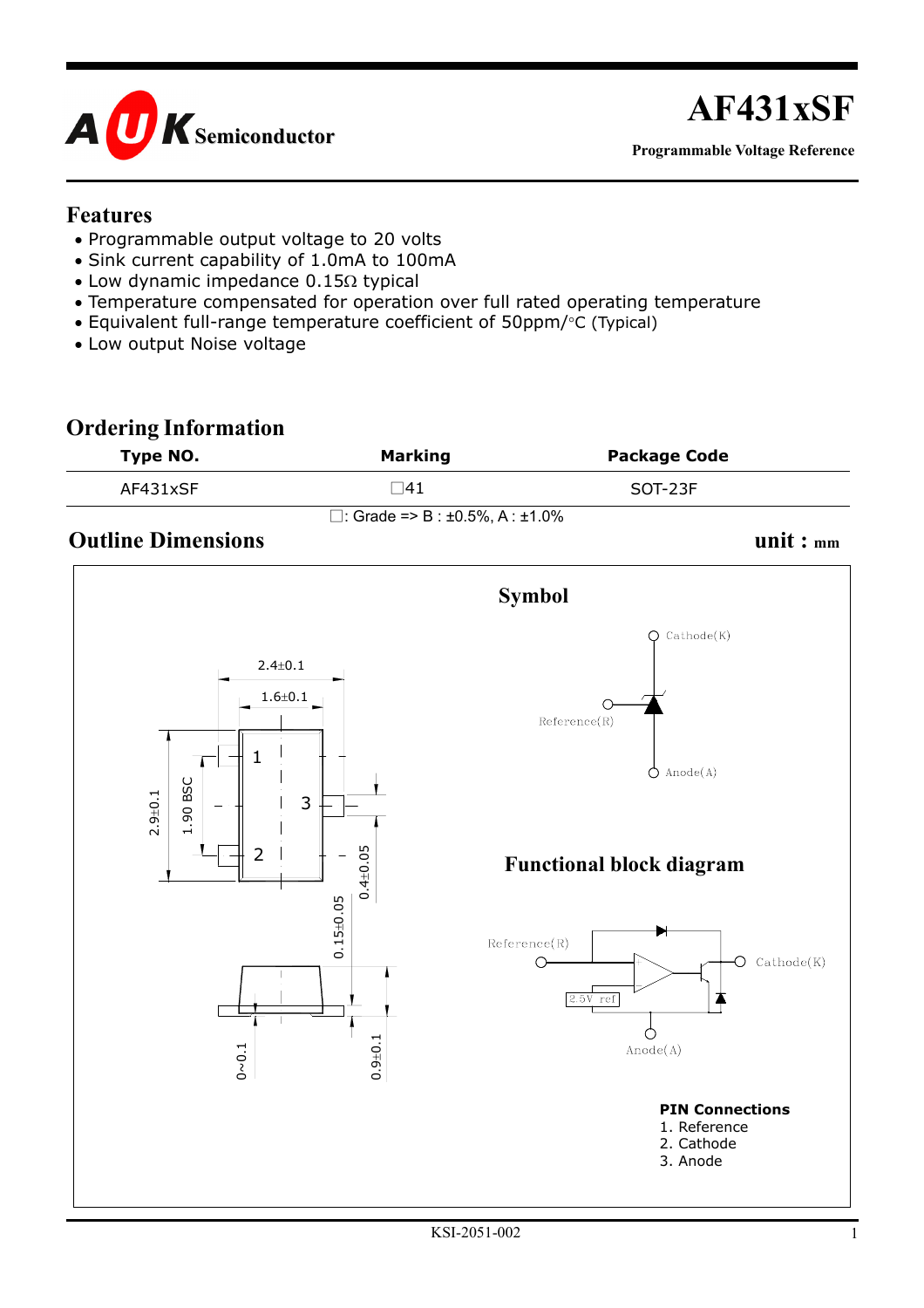# AF431xSF

**Programmable Voltage Reference**

## Features

- Programmable output voltage to 20 volts
- Sink current capability of 1.0mA to 100mA
- Low dynamic impedance 0.15Ω typical
- Temperature compensated for operation over full rated operating temperature
- Equivalent full-range temperature coefficient of 50ppm/°C (Typical)
- Low output Noise voltage

## Ordering Information

| Type NO. | Marking | Package Code |
|---|---|---|
| AF431xSF | □41 | SOT-23F |

□: Grade => B : ±0.5%, A : ±1.0%

## Outline Dimensions

unit : mm

2.4±0.1
1.6±0.1
2.9±0.1
1.90 BSC
0.4±0.05
0.15±0.05
0~0.1
0.9±0.1

1
2
3

### Symbol

Cathode(K)
Reference(R)
Anode(A)

### Functional block diagram

Reference(R)
Cathode(K)
2.5V ref
Anode(A)

**PIN Connections**

1. Reference
2. Cathode
3. Anode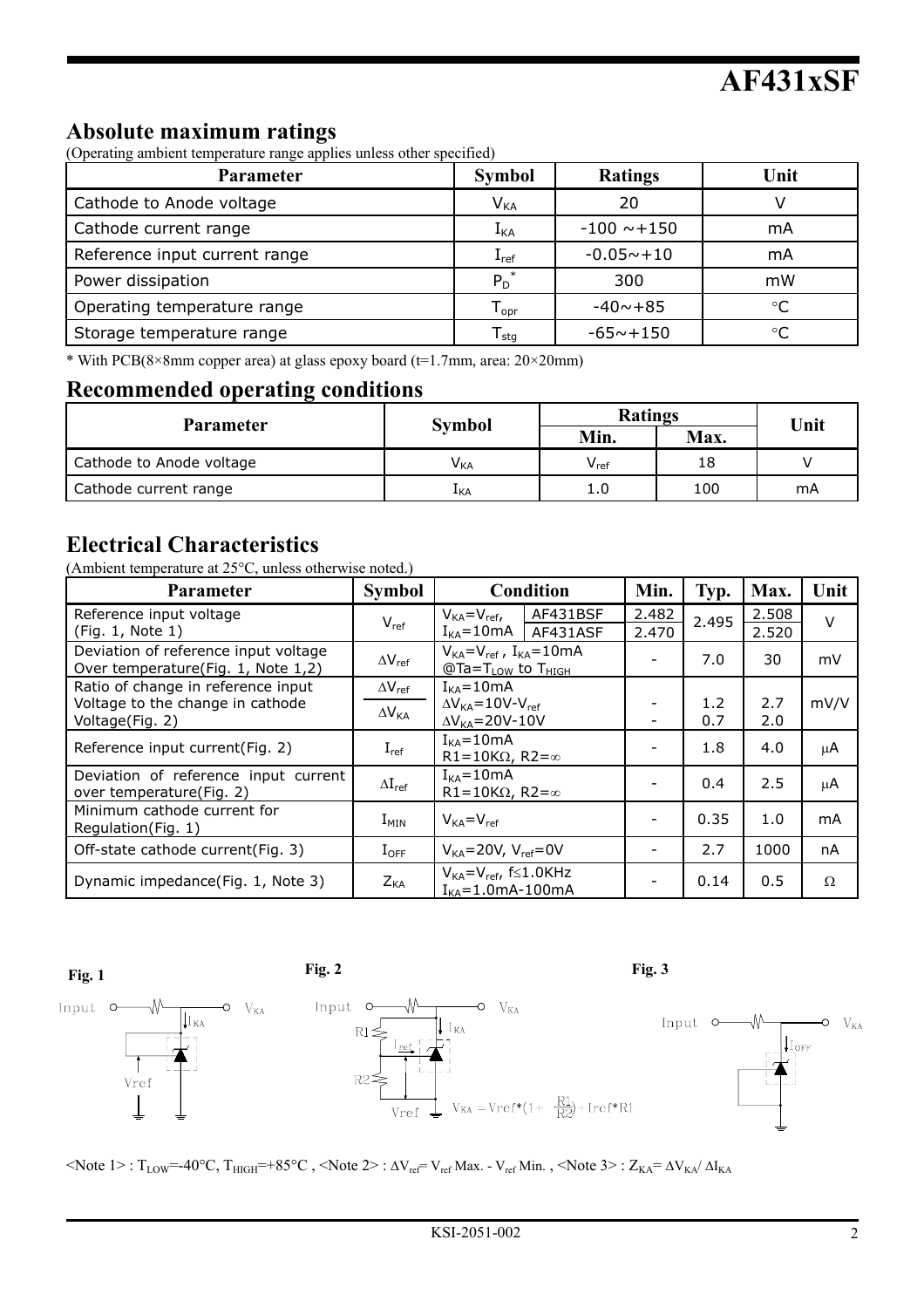## Absolute maximum ratings

(Operating ambient temperature range applies unless other specified)

| Parameter | Symbol | Ratings | Unit |
|---|---|---|---|
| Cathode to Anode voltage | $V_{KA}$ | 20 | V |
| Cathode current range | $I_{KA}$ | -100 ~+150 | mA |
| Reference input current range | $I_{ref}$ | -0.05~+10 | mA |
| Power dissipation | $P_D$* | 300 | mW |
| Operating temperature range | $T_{opr}$ | -40~+85 | °C |
| Storage temperature range | $T_{stg}$ | -65~+150 | °C |

\* With PCB(8×8mm copper area) at glass epoxy board (t=1.7mm, area: 20×20mm)

## Recommended operating conditions

| Parameter | Symbol | Ratings | | Unit |
|---|---|---|---|---|
| | | Min. | Max. | |
| Cathode to Anode voltage | $V_{KA}$ | $V_{ref}$ | 18 | V |
| Cathode current range | $I_{KA}$ | 1.0 | 100 | mA |

## Electrical Characteristics

(Ambient temperature at 25°C, unless otherwise noted.)

| Parameter | Symbol | Condition | | Min. | Typ. | Max. | Unit |
|---|---|---|---|---|---|---|---|
| Reference input voltage (Fig. 1, Note 1) | $V_{ref}$ | $V_{KA}=V_{ref}$, $I_{KA}=10mA$ | AF431BSF | 2.482 | 2.495 | 2.508 | V |
| | | | AF431ASF | 2.470 | | 2.520 | |
| Deviation of reference input voltage Over temperature(Fig. 1, Note 1,2) | $\Delta V_{ref}$ | $V_{KA}=V_{ref}$ , $I_{KA}=10mA$ @Ta=$T_{LOW}$ to $T_{HIGH}$ | | - | 7.0 | 30 | mV |
| Ratio of change in reference input Voltage to the change in cathode Voltage(Fig. 2) | $\Delta V_{ref}$ / $\Delta V_{KA}$ | $I_{KA}=10mA$ $\Delta V_{KA}=10V-V_{ref}$ | | - | 1.2 | 2.7 | mV/V |
| | | $\Delta V_{KA}=20V-10V$ | | - | 0.7 | 2.0 | |
| Reference input current(Fig. 2) | $I_{ref}$ | $I_{KA}=10mA$ R1=10KΩ, R2=∞ | | - | 1.8 | 4.0 | μA |
| Deviation of reference input current over temperature(Fig. 2) | $\Delta I_{ref}$ | $I_{KA}=10mA$ R1=10KΩ, R2=∞ | | - | 0.4 | 2.5 | μA |
| Minimum cathode current for Regulation(Fig. 1) | $I_{MIN}$ | $V_{KA}=V_{ref}$ | | - | 0.35 | 1.0 | mA |
| Off-state cathode current(Fig. 3) | $I_{OFF}$ | $V_{KA}=20V$, $V_{ref}=0V$ | | - | 2.7 | 1000 | nA |
| Dynamic impedance(Fig. 1, Note 3) | $Z_{KA}$ | $V_{KA}=V_{ref}$, f≤1.0KHz $I_{KA}=1.0mA-100mA$ | | - | 0.14 | 0.5 | Ω |

**Fig. 1**

**Fig. 2**

$V_{KA} = V_{ref}*(1+\frac{R1}{R2})+I_{ref}*R1$

**Fig. 3**

<Note 1> : $T_{LOW}$=-40°C, $T_{HIGH}$=+85°C , <Note 2> : $\Delta V_{ref}= V_{ref}$ Max. - $V_{ref}$ Min. , <Note 3> : $Z_{KA}= \Delta V_{KA}/ \Delta I_{KA}$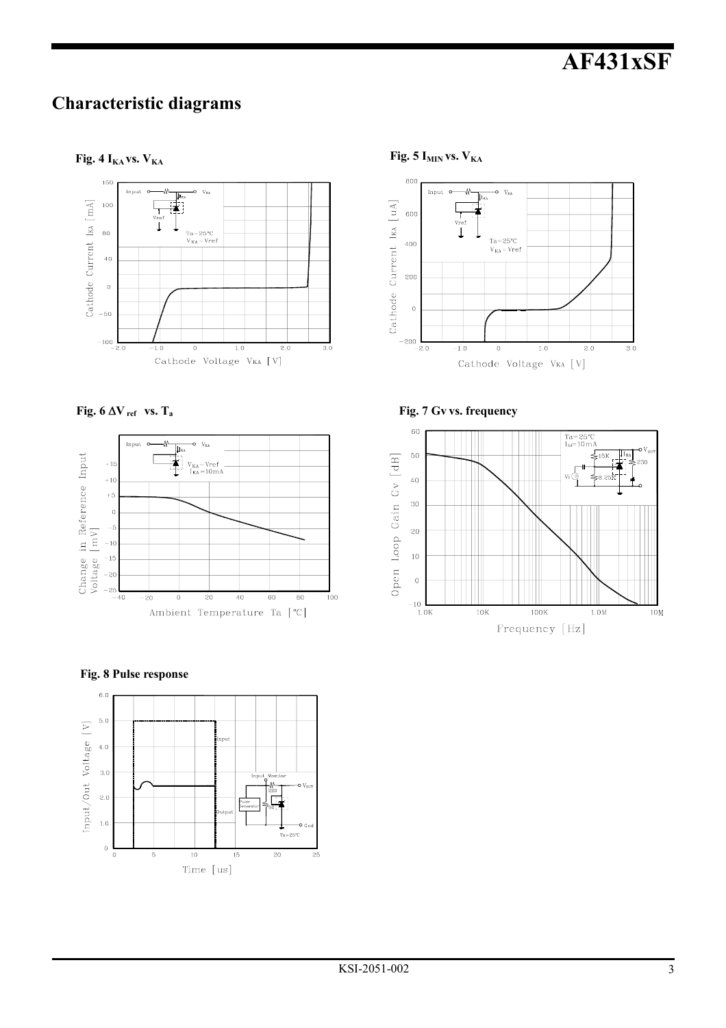## Characteristic diagrams

**Fig. 4 $I_{KA}$ vs. $V_{KA}$**

**Fig. 5 $I_{MIN}$ vs. $V_{KA}$**

**Fig. 6 $\Delta V_{ref}$ vs. $T_a$**

**Fig. 7 Gv vs. frequency**

**Fig. 8 Pulse response**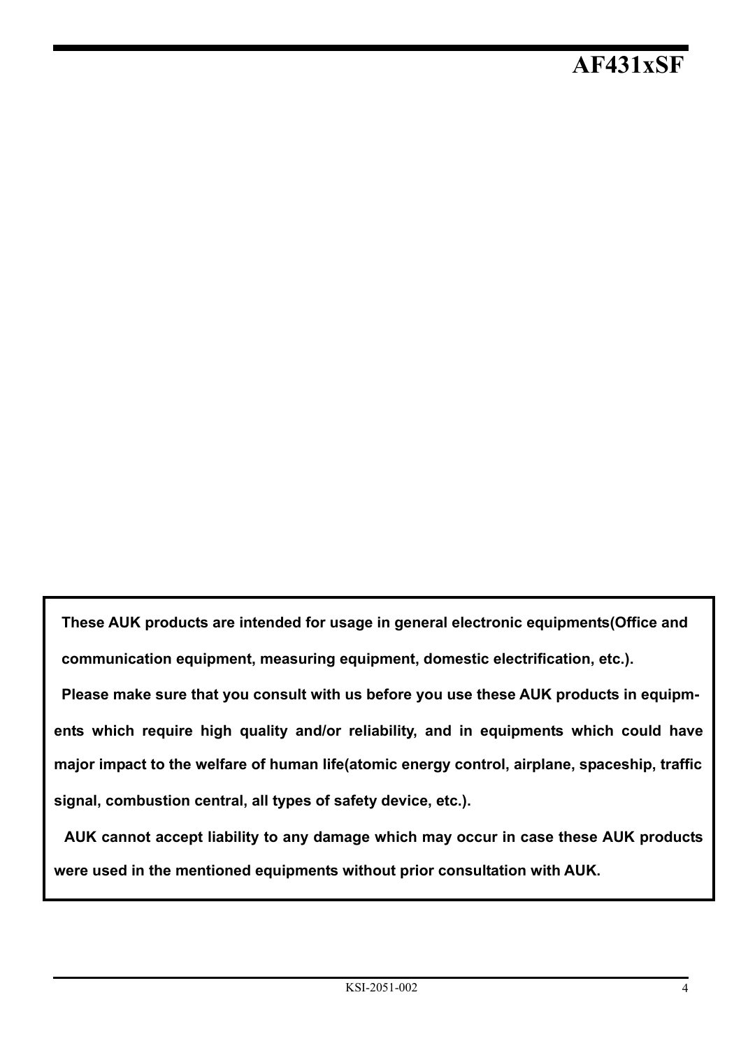**These AUK products are intended for usage in general electronic equipments(Office and communication equipment, measuring equipment, domestic electrification, etc.).**

**Please make sure that you consult with us before you use these AUK products in equipments which require high quality and/or reliability, and in equipments which could have major impact to the welfare of human life(atomic energy control, airplane, spaceship, traffic signal, combustion central, all types of safety device, etc.).**

**AUK cannot accept liability to any damage which may occur in case these AUK products were used in the mentioned equipments without prior consultation with AUK.**